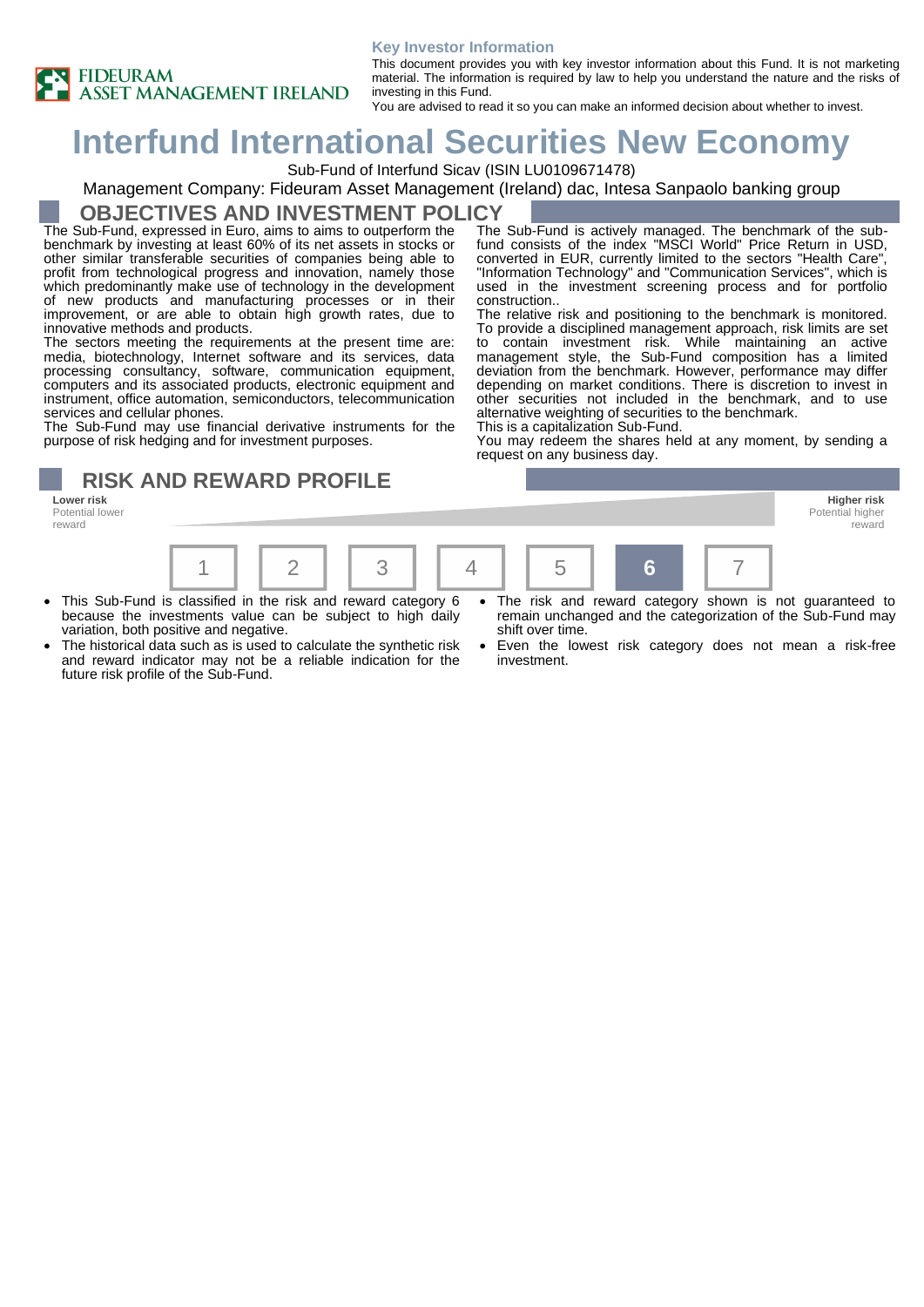FIDEURAM ASSET MANAGEMENT IRELAND

**Key Investor Information**

This document provides you with key investor information about this Fund. It is not marketing material. The information is required by law to help you understand the nature and the risks of investing in this Fund.

You are advised to read it so you can make an informed decision about whether to invest.

# Interfund International Securities New Economy

Sub-Fund of Interfund Sicav (ISIN LU0109671478)

Management Company: Fideuram Asset Management (Ireland) dac, Intesa Sanpaolo banking group

## OBJECTIVES AND INVESTMENT POLICY

The Sub-Fund, expressed in Euro, aims to aims to outperform the benchmark by investing at least 60% of its net assets in stocks or other similar transferable securities of companies being able to profit from technological progress and innovation, namely those which predominantly make use of technology in the development of new products and manufacturing processes or in their improvement, or are able to obtain high growth rates, due to innovative methods and products.

The sectors meeting the requirements at the present time are: media, biotechnology, Internet software and its services, data processing consultancy, software, communication equipment, computers and its associated products, electronic equipment and instrument, office automation, semiconductors, telecommunication services and cellular phones.

The Sub-Fund may use financial derivative instruments for the purpose of risk hedging and for investment purposes.

The Sub-Fund is actively managed. The benchmark of the sub-fund consists of the index "MSCI World" Price Return in USD, converted in EUR, currently limited to the sectors "Health Care", "Information Technology" and "Communication Services", which is used in the investment screening process and for portfolio construction..

The relative risk and positioning to the benchmark is monitored. To provide a disciplined management approach, risk limits are set to contain investment risk. While maintaining an active management style, the Sub-Fund composition has a limited deviation from the benchmark. However, performance may differ depending on market conditions. There is discretion to invest in other securities not included in the benchmark, and to use alternative weighting of securities to the benchmark.

This is a capitalization Sub-Fund.

You may redeem the shares held at any moment, by sending a request on any business day.

## RISK AND REWARD PROFILE

**Lower risk**
Potential lower reward

**Higher risk**
Potential higher reward

| 1 | 2 | 3 | 4 | 5 | **6** | 7 |
|---|---|---|---|---|---|---|

- This Sub-Fund is classified in the risk and reward category 6 because the investments value can be subject to high daily variation, both positive and negative.
- The historical data such as is used to calculate the synthetic risk and reward indicator may not be a reliable indication for the future risk profile of the Sub-Fund.
- The risk and reward category shown is not guaranteed to remain unchanged and the categorization of the Sub-Fund may shift over time.
- Even the lowest risk category does not mean a risk-free investment.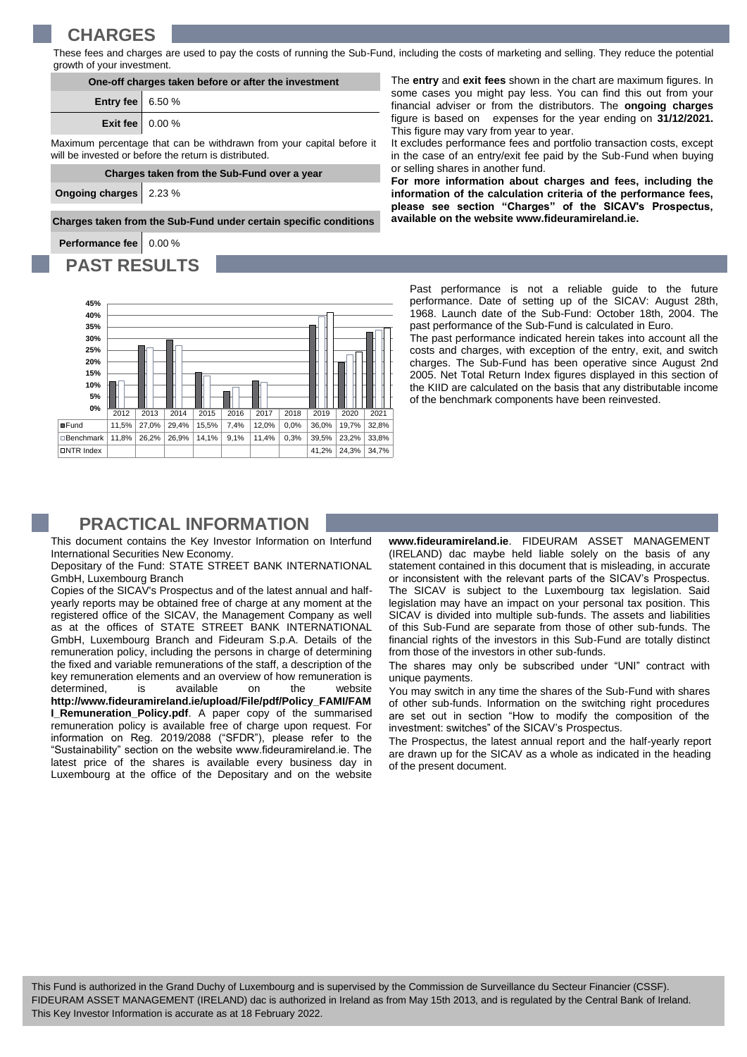## CHARGES

These fees and charges are used to pay the costs of running the Sub-Fund, including the costs of marketing and selling. They reduce the potential growth of your investment.

| One-off charges taken before or after the investment | |
|---|---|
| **Entry fee** | 6.50 % |
| **Exit fee** | 0.00 % |

Maximum percentage that can be withdrawn from your capital before it will be invested or before the return is distributed.

| Charges taken from the Sub-Fund over a year | |
|---|---|
| **Ongoing charges** | 2.23 % |

| Charges taken from the Sub-Fund under certain specific conditions | |
|---|---|
| **Performance fee** | 0.00 % |

The **entry** and **exit fees** shown in the chart are maximum figures. In some cases you might pay less. You can find this out from your financial adviser or from the distributors. The **ongoing charges** figure is based on expenses for the year ending on **31/12/2021.** This figure may vary from year to year.

It excludes performance fees and portfolio transaction costs, except in the case of an entry/exit fee paid by the Sub-Fund when buying or selling shares in another fund.

**For more information about charges and fees, including the information of the calculation criteria of the performance fees, please see section "Charges" of the SICAV's Prospectus, available on the website www.fideuramireland.ie.**

## PAST RESULTS

45%
40%
35%
30%
25%
20%
15%
10%
5%
0%

2012 2013 2014 2015 2016 2017 2018 2019 2020 2021

Fund 11,5% 27,0% 29,4% 15,5% 7,4% 12,0% 0,0% 36,0% 19,7% 32,8%
Benchmark 11,8% 26,2% 26,9% 14,1% 9,1% 11,4% 0,3% 39,5% 23,2% 33,8%
NTR Index 41,2% 24,3% 34,7%

Past performance is not a reliable guide to the future performance. Date of setting up of the SICAV: August 28th, 1968. Launch date of the Sub-Fund: October 18th, 2004. The past performance of the Sub-Fund is calculated in Euro.

The past performance indicated herein takes into account all the costs and charges, with exception of the entry, exit, and switch charges. The Sub-Fund has been operative since August 2nd 2005. Net Total Return Index figures displayed in this section of the KIID are calculated on the basis that any distributable income of the benchmark components have been reinvested.

## PRACTICAL INFORMATION

This document contains the Key Investor Information on Interfund International Securities New Economy.

Depositary of the Fund: STATE STREET BANK INTERNATIONAL GmbH, Luxembourg Branch

Copies of the SICAV's Prospectus and of the latest annual and half-yearly reports may be obtained free of charge at any moment at the registered office of the SICAV, the Management Company as well as at the offices of STATE STREET BANK INTERNATIONAL GmbH, Luxembourg Branch and Fideuram S.p.A. Details of the remuneration policy, including the persons in charge of determining the fixed and variable remunerations of the staff, a description of the key remuneration elements and an overview of how remuneration is determined, is available on the website **http://www.fideuramireland.ie/upload/File/pdf/Policy_FAMI/FAMI_Remuneration_Policy.pdf**. A paper copy of the summarised remuneration policy is available free of charge upon request. For information on Reg. 2019/2088 ("SFDR"), please refer to the "Sustainability" section on the website www.fideuramireland.ie. The latest price of the shares is available every business day in Luxembourg at the office of the Depositary and on the website **www.fideuramireland.ie**. FIDEURAM ASSET MANAGEMENT (IRELAND) dac maybe held liable solely on the basis of any statement contained in this document that is misleading, in accurate or inconsistent with the relevant parts of the SICAV's Prospectus. The SICAV is subject to the Luxembourg tax legislation. Said legislation may have an impact on your personal tax position. This SICAV is divided into multiple sub-funds. The assets and liabilities of this Sub-Fund are separate from those of other sub-funds. The financial rights of the investors in this Sub-Fund are totally distinct from those of the investors in other sub-funds.

The shares may only be subscribed under "UNI" contract with unique payments.

You may switch in any time the shares of the Sub-Fund with shares of other sub-funds. Information on the switching right procedures are set out in section "How to modify the composition of the investment: switches" of the SICAV's Prospectus.

The Prospectus, the latest annual report and the half-yearly report are drawn up for the SICAV as a whole as indicated in the heading of the present document.

This Fund is authorized in the Grand Duchy of Luxembourg and is supervised by the Commission de Surveillance du Secteur Financier (CSSF).
FIDEURAM ASSET MANAGEMENT (IRELAND) dac is authorized in Ireland as from May 15th 2013, and is regulated by the Central Bank of Ireland.
This Key Investor Information is accurate as at 18 February 2022.